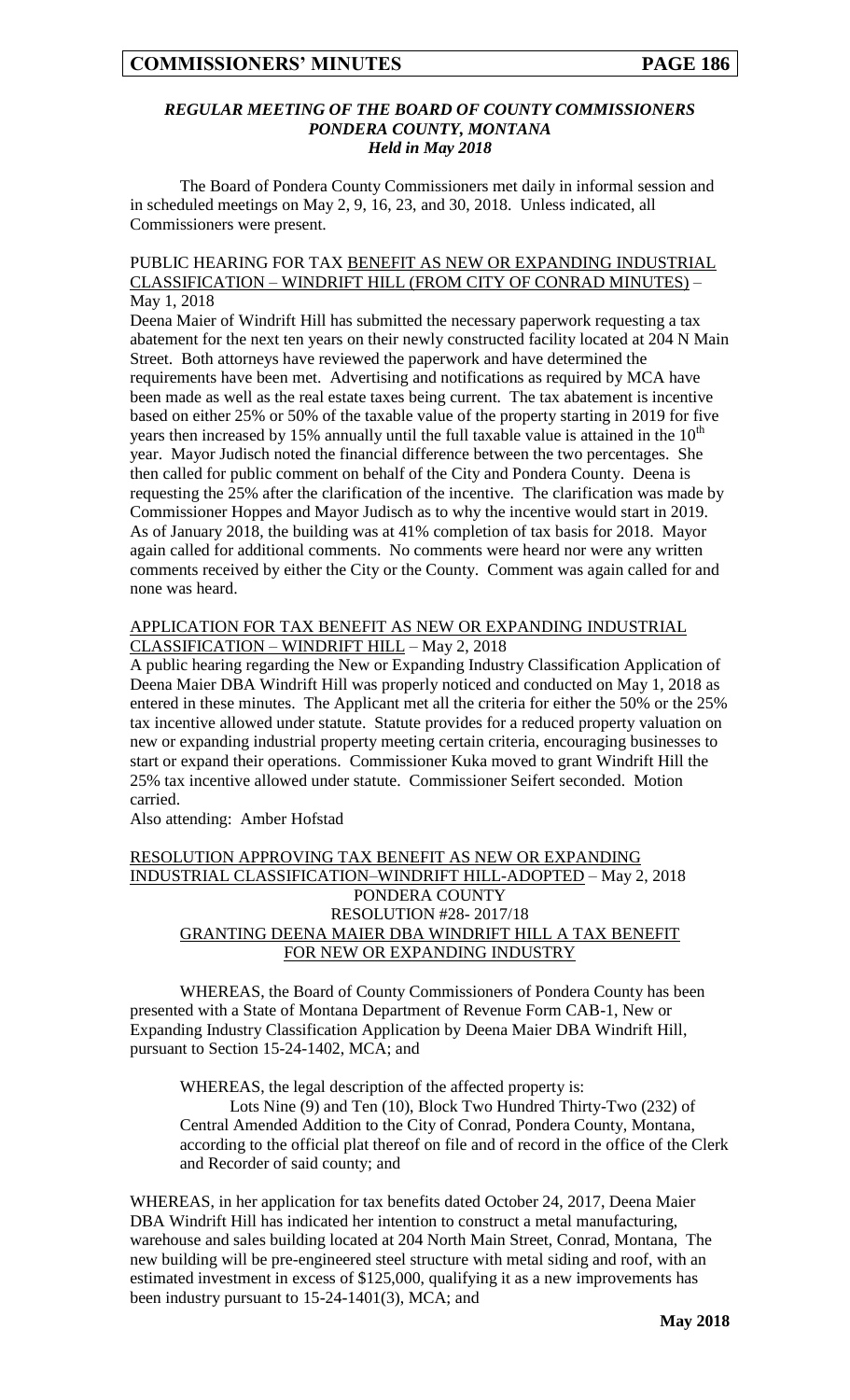### *REGULAR MEETING OF THE BOARD OF COUNTY COMMISSIONERS PONDERA COUNTY, MONTANA Held in May 2018*

The Board of Pondera County Commissioners met daily in informal session and in scheduled meetings on May 2, 9, 16, 23, and 30, 2018. Unless indicated, all Commissioners were present.

PUBLIC HEARING FOR TAX BENEFIT AS NEW OR EXPANDING INDUSTRIAL CLASSIFICATION – WINDRIFT HILL (FROM CITY OF CONRAD MINUTES) – May 1, 2018

Deena Maier of Windrift Hill has submitted the necessary paperwork requesting a tax abatement for the next ten years on their newly constructed facility located at 204 N Main Street. Both attorneys have reviewed the paperwork and have determined the requirements have been met. Advertising and notifications as required by MCA have been made as well as the real estate taxes being current. The tax abatement is incentive based on either 25% or 50% of the taxable value of the property starting in 2019 for five years then increased by 15% annually until the full taxable value is attained in the 10th year. Mayor Judisch noted the financial difference between the two percentages. She then called for public comment on behalf of the City and Pondera County. Deena is requesting the 25% after the clarification of the incentive. The clarification was made by Commissioner Hoppes and Mayor Judisch as to why the incentive would start in 2019. As of January 2018, the building was at 41% completion of tax basis for 2018. Mayor again called for additional comments. No comments were heard nor were any written comments received by either the City or the County. Comment was again called for and none was heard.

APPLICATION FOR TAX BENEFIT AS NEW OR EXPANDING INDUSTRIAL CLASSIFICATION – WINDRIFT HILL – May 2, 2018

A public hearing regarding the New or Expanding Industry Classification Application of Deena Maier DBA Windrift Hill was properly noticed and conducted on May 1, 2018 as entered in these minutes. The Applicant met all the criteria for either the 50% or the 25% tax incentive allowed under statute. Statute provides for a reduced property valuation on new or expanding industrial property meeting certain criteria, encouraging businesses to start or expand their operations. Commissioner Kuka moved to grant Windrift Hill the 25% tax incentive allowed under statute. Commissioner Seifert seconded. Motion carried.

Also attending: Amber Hofstad

RESOLUTION APPROVING TAX BENEFIT AS NEW OR EXPANDING INDUSTRIAL CLASSIFICATION–WINDRIFT HILL-ADOPTED – May 2, 2018

PONDERA COUNTY
RESOLUTION #28- 2017/18
GRANTING DEENA MAIER DBA WINDRIFT HILL A TAX BENEFIT FOR NEW OR EXPANDING INDUSTRY

WHEREAS, the Board of County Commissioners of Pondera County has been presented with a State of Montana Department of Revenue Form CAB-1, New or Expanding Industry Classification Application by Deena Maier DBA Windrift Hill, pursuant to Section 15-24-1402, MCA; and

WHEREAS, the legal description of the affected property is:

Lots Nine (9) and Ten (10), Block Two Hundred Thirty-Two (232) of Central Amended Addition to the City of Conrad, Pondera County, Montana, according to the official plat thereof on file and of record in the office of the Clerk and Recorder of said county; and

WHEREAS, in her application for tax benefits dated October 24, 2017, Deena Maier DBA Windrift Hill has indicated her intention to construct a metal manufacturing, warehouse and sales building located at 204 North Main Street, Conrad, Montana, The new building will be pre-engineered steel structure with metal siding and roof, with an estimated investment in excess of $125,000, qualifying it as a new improvements has been industry pursuant to 15-24-1401(3), MCA; and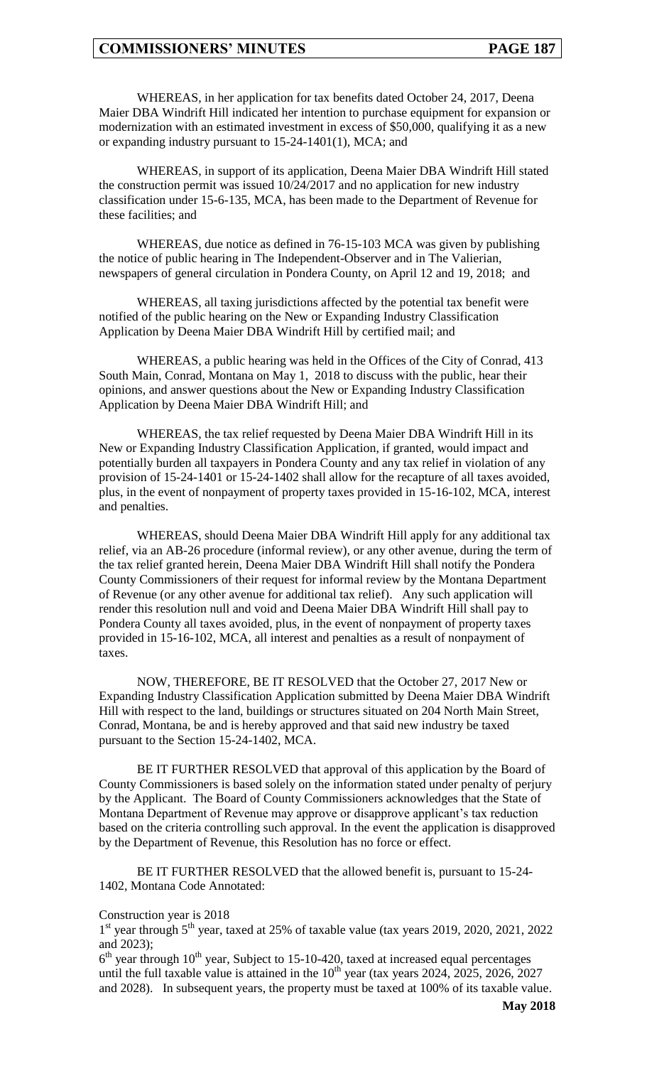WHEREAS, in her application for tax benefits dated October 24, 2017, Deena Maier DBA Windrift Hill indicated her intention to purchase equipment for expansion or modernization with an estimated investment in excess of $50,000, qualifying it as a new or expanding industry pursuant to 15-24-1401(1), MCA; and

WHEREAS, in support of its application, Deena Maier DBA Windrift Hill stated the construction permit was issued 10/24/2017 and no application for new industry classification under 15-6-135, MCA, has been made to the Department of Revenue for these facilities; and

WHEREAS, due notice as defined in 76-15-103 MCA was given by publishing the notice of public hearing in The Independent-Observer and in The Valierian, newspapers of general circulation in Pondera County, on April 12 and 19, 2018; and

WHEREAS, all taxing jurisdictions affected by the potential tax benefit were notified of the public hearing on the New or Expanding Industry Classification Application by Deena Maier DBA Windrift Hill by certified mail; and

WHEREAS, a public hearing was held in the Offices of the City of Conrad, 413 South Main, Conrad, Montana on May 1, 2018 to discuss with the public, hear their opinions, and answer questions about the New or Expanding Industry Classification Application by Deena Maier DBA Windrift Hill; and

WHEREAS, the tax relief requested by Deena Maier DBA Windrift Hill in its New or Expanding Industry Classification Application, if granted, would impact and potentially burden all taxpayers in Pondera County and any tax relief in violation of any provision of 15-24-1401 or 15-24-1402 shall allow for the recapture of all taxes avoided, plus, in the event of nonpayment of property taxes provided in 15-16-102, MCA, interest and penalties.

WHEREAS, should Deena Maier DBA Windrift Hill apply for any additional tax relief, via an AB-26 procedure (informal review), or any other avenue, during the term of the tax relief granted herein, Deena Maier DBA Windrift Hill shall notify the Pondera County Commissioners of their request for informal review by the Montana Department of Revenue (or any other avenue for additional tax relief). Any such application will render this resolution null and void and Deena Maier DBA Windrift Hill shall pay to Pondera County all taxes avoided, plus, in the event of nonpayment of property taxes provided in 15-16-102, MCA, all interest and penalties as a result of nonpayment of taxes.

NOW, THEREFORE, BE IT RESOLVED that the October 27, 2017 New or Expanding Industry Classification Application submitted by Deena Maier DBA Windrift Hill with respect to the land, buildings or structures situated on 204 North Main Street, Conrad, Montana, be and is hereby approved and that said new industry be taxed pursuant to the Section 15-24-1402, MCA.

BE IT FURTHER RESOLVED that approval of this application by the Board of County Commissioners is based solely on the information stated under penalty of perjury by the Applicant. The Board of County Commissioners acknowledges that the State of Montana Department of Revenue may approve or disapprove applicant's tax reduction based on the criteria controlling such approval. In the event the application is disapproved by the Department of Revenue, this Resolution has no force or effect.

BE IT FURTHER RESOLVED that the allowed benefit is, pursuant to 15-24-1402, Montana Code Annotated:

Construction year is 2018
1st year through 5th year, taxed at 25% of taxable value (tax years 2019, 2020, 2021, 2022 and 2023);
6th year through 10th year, Subject to 15-10-420, taxed at increased equal percentages until the full taxable value is attained in the 10th year (tax years 2024, 2025, 2026, 2027 and 2028). In subsequent years, the property must be taxed at 100% of its taxable value.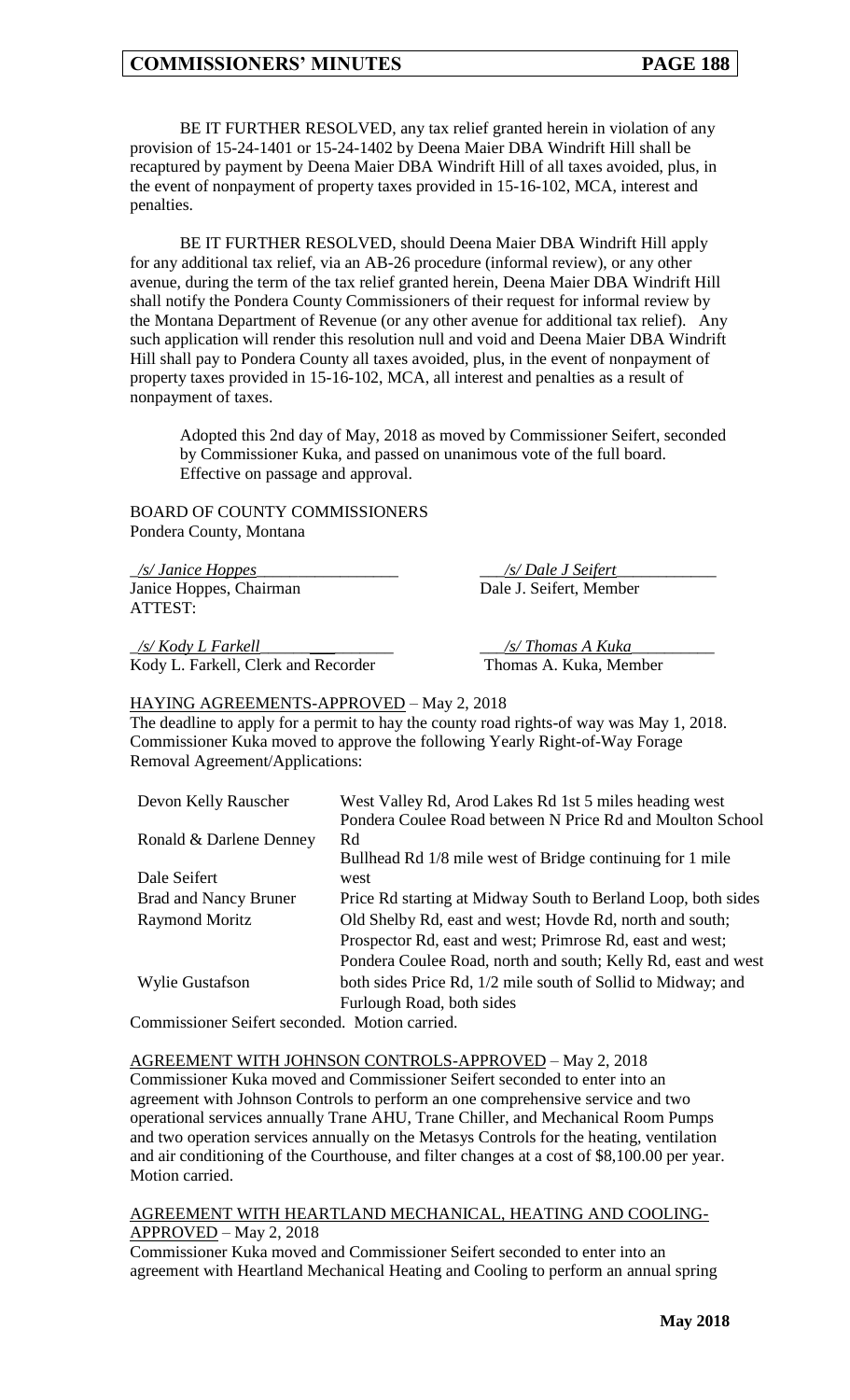BE IT FURTHER RESOLVED, any tax relief granted herein in violation of any provision of 15-24-1401 or 15-24-1402 by Deena Maier DBA Windrift Hill shall be recaptured by payment by Deena Maier DBA Windrift Hill of all taxes avoided, plus, in the event of nonpayment of property taxes provided in 15-16-102, MCA, interest and penalties.

BE IT FURTHER RESOLVED, should Deena Maier DBA Windrift Hill apply for any additional tax relief, via an AB-26 procedure (informal review), or any other avenue, during the term of the tax relief granted herein, Deena Maier DBA Windrift Hill shall notify the Pondera County Commissioners of their request for informal review by the Montana Department of Revenue (or any other avenue for additional tax relief). Any such application will render this resolution null and void and Deena Maier DBA Windrift Hill shall pay to Pondera County all taxes avoided, plus, in the event of nonpayment of property taxes provided in 15-16-102, MCA, all interest and penalties as a result of nonpayment of taxes.

Adopted this 2nd day of May, 2018 as moved by Commissioner Seifert, seconded by Commissioner Kuka, and passed on unanimous vote of the full board. Effective on passage and approval.

BOARD OF COUNTY COMMISSIONERS
Pondera County, Montana

| | |
|---|---|
| */s/ Janice Hoppes* | */s/ Dale J Seifert* |
| Janice Hoppes, Chairman | Dale J. Seifert, Member |
| ATTEST: | |
| */s/ Kody L Farkell* | */s/ Thomas A Kuka* |
| Kody L. Farkell, Clerk and Recorder | Thomas A. Kuka, Member |

HAYING AGREEMENTS-APPROVED – May 2, 2018

The deadline to apply for a permit to hay the county road rights-of way was May 1, 2018. Commissioner Kuka moved to approve the following Yearly Right-of-Way Forage Removal Agreement/Applications:

| | |
|---|---|
| Devon Kelly Rauscher | West Valley Rd, Arod Lakes Rd 1st 5 miles heading west |
| Ronald & Darlene Denney | Pondera Coulee Road between N Price Rd and Moulton School Rd |
| Dale Seifert | Bullhead Rd 1/8 mile west of Bridge continuing for 1 mile west |
| Brad and Nancy Bruner | Price Rd starting at Midway South to Berland Loop, both sides |
| Raymond Moritz | Old Shelby Rd, east and west; Hovde Rd, north and south; |
| Wylie Gustafson | Prospector Rd, east and west; Primrose Rd, east and west; Pondera Coulee Road, north and south; Kelly Rd, east and west both sides Price Rd, 1/2 mile south of Sollid to Midway; and Furlough Road, both sides |

Commissioner Seifert seconded. Motion carried.

AGREEMENT WITH JOHNSON CONTROLS-APPROVED – May 2, 2018

Commissioner Kuka moved and Commissioner Seifert seconded to enter into an agreement with Johnson Controls to perform an one comprehensive service and two operational services annually Trane AHU, Trane Chiller, and Mechanical Room Pumps and two operation services annually on the Metasys Controls for the heating, ventilation and air conditioning of the Courthouse, and filter changes at a cost of $8,100.00 per year. Motion carried.

AGREEMENT WITH HEARTLAND MECHANICAL, HEATING AND COOLING-APPROVED – May 2, 2018

Commissioner Kuka moved and Commissioner Seifert seconded to enter into an agreement with Heartland Mechanical Heating and Cooling to perform an annual spring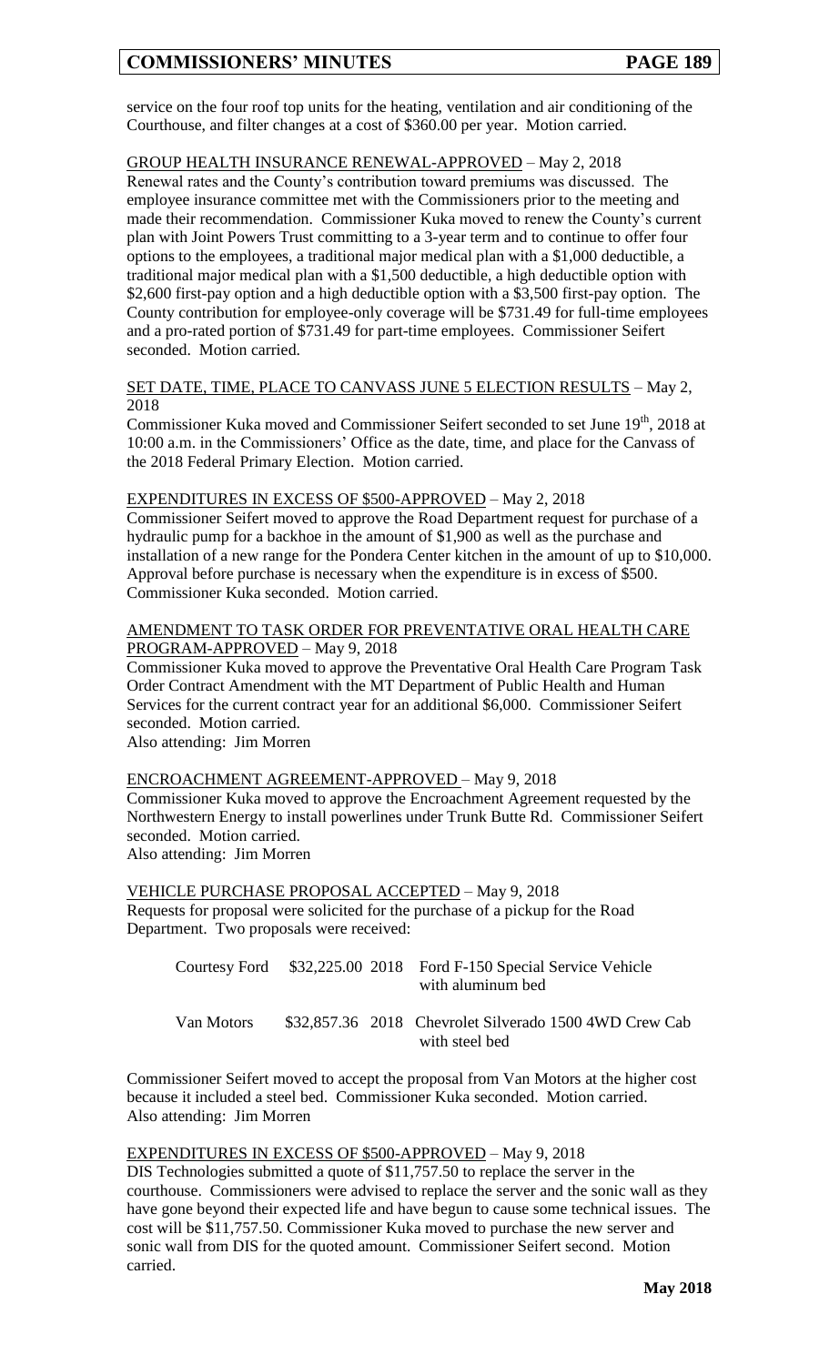service on the four roof top units for the heating, ventilation and air conditioning of the Courthouse, and filter changes at a cost of $360.00 per year. Motion carried.

GROUP HEALTH INSURANCE RENEWAL-APPROVED – May 2, 2018

Renewal rates and the County's contribution toward premiums was discussed. The employee insurance committee met with the Commissioners prior to the meeting and made their recommendation. Commissioner Kuka moved to renew the County's current plan with Joint Powers Trust committing to a 3-year term and to continue to offer four options to the employees, a traditional major medical plan with a $1,000 deductible, a traditional major medical plan with a $1,500 deductible, a high deductible option with $2,600 first-pay option and a high deductible option with a $3,500 first-pay option. The County contribution for employee-only coverage will be $731.49 for full-time employees and a pro-rated portion of $731.49 for part-time employees. Commissioner Seifert seconded. Motion carried.

SET DATE, TIME, PLACE TO CANVASS JUNE 5 ELECTION RESULTS – May 2, 2018

Commissioner Kuka moved and Commissioner Seifert seconded to set June 19th, 2018 at 10:00 a.m. in the Commissioners' Office as the date, time, and place for the Canvass of the 2018 Federal Primary Election. Motion carried.

EXPENDITURES IN EXCESS OF $500-APPROVED – May 2, 2018

Commissioner Seifert moved to approve the Road Department request for purchase of a hydraulic pump for a backhoe in the amount of $1,900 as well as the purchase and installation of a new range for the Pondera Center kitchen in the amount of up to $10,000. Approval before purchase is necessary when the expenditure is in excess of $500. Commissioner Kuka seconded. Motion carried.

AMENDMENT TO TASK ORDER FOR PREVENTATIVE ORAL HEALTH CARE PROGRAM-APPROVED – May 9, 2018

Commissioner Kuka moved to approve the Preventative Oral Health Care Program Task Order Contract Amendment with the MT Department of Public Health and Human Services for the current contract year for an additional $6,000. Commissioner Seifert seconded. Motion carried.

Also attending: Jim Morren

ENCROACHMENT AGREEMENT-APPROVED – May 9, 2018

Commissioner Kuka moved to approve the Encroachment Agreement requested by the Northwestern Energy to install powerlines under Trunk Butte Rd. Commissioner Seifert seconded. Motion carried.

Also attending: Jim Morren

VEHICLE PURCHASE PROPOSAL ACCEPTED – May 9, 2018

Requests for proposal were solicited for the purchase of a pickup for the Road Department. Two proposals were received:

| | | |
|---|---|---|
| Courtesy Ford | $32,225.00 | 2018 Ford F-150 Special Service Vehicle with aluminum bed |
| Van Motors | $32,857.36 | 2018 Chevrolet Silverado 1500 4WD Crew Cab with steel bed |

Commissioner Seifert moved to accept the proposal from Van Motors at the higher cost because it included a steel bed. Commissioner Kuka seconded. Motion carried.

Also attending: Jim Morren

EXPENDITURES IN EXCESS OF $500-APPROVED – May 9, 2018

DIS Technologies submitted a quote of $11,757.50 to replace the server in the courthouse. Commissioners were advised to replace the server and the sonic wall as they have gone beyond their expected life and have begun to cause some technical issues. The cost will be $11,757.50. Commissioner Kuka moved to purchase the new server and sonic wall from DIS for the quoted amount. Commissioner Seifert second. Motion carried.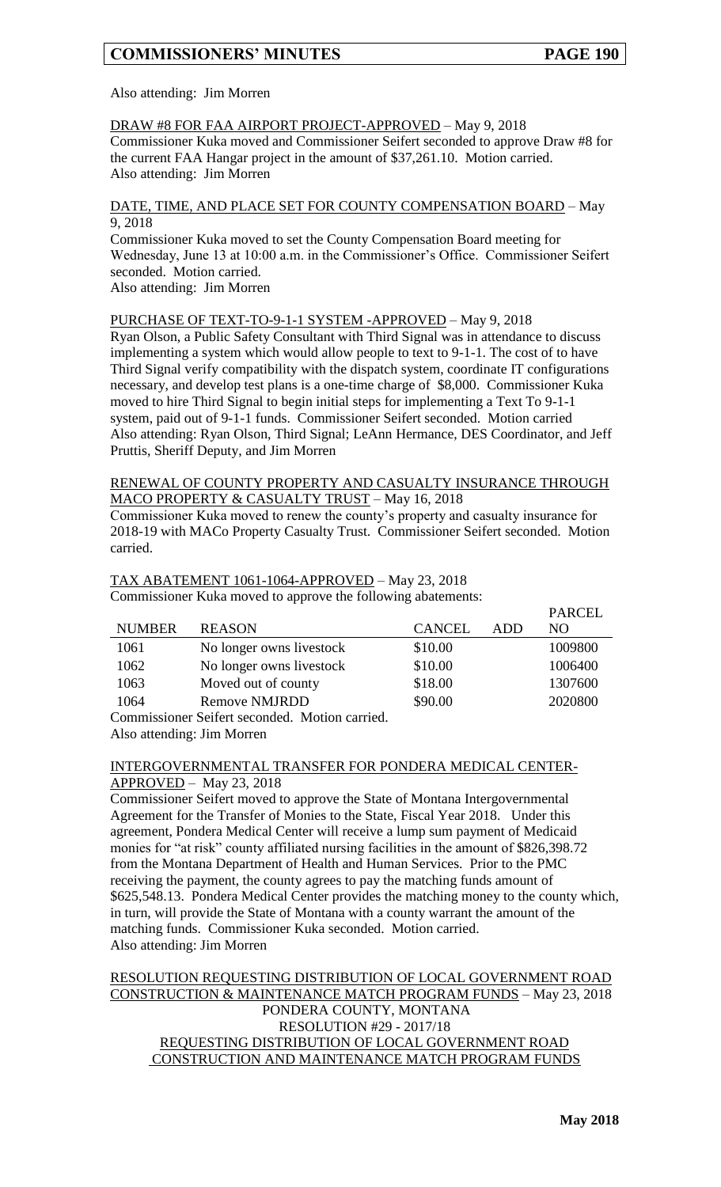Also attending: Jim Morren

DRAW #8 FOR FAA AIRPORT PROJECT-APPROVED – May 9, 2018

Commissioner Kuka moved and Commissioner Seifert seconded to approve Draw #8 for the current FAA Hangar project in the amount of $37,261.10. Motion carried.
Also attending: Jim Morren

DATE, TIME, AND PLACE SET FOR COUNTY COMPENSATION BOARD – May 9, 2018

Commissioner Kuka moved to set the County Compensation Board meeting for Wednesday, June 13 at 10:00 a.m. in the Commissioner's Office. Commissioner Seifert seconded. Motion carried.
Also attending: Jim Morren

PURCHASE OF TEXT-TO-9-1-1 SYSTEM -APPROVED – May 9, 2018

Ryan Olson, a Public Safety Consultant with Third Signal was in attendance to discuss implementing a system which would allow people to text to 9-1-1. The cost of to have Third Signal verify compatibility with the dispatch system, coordinate IT configurations necessary, and develop test plans is a one-time charge of $8,000. Commissioner Kuka moved to hire Third Signal to begin initial steps for implementing a Text To 9-1-1 system, paid out of 9-1-1 funds. Commissioner Seifert seconded. Motion carried
Also attending: Ryan Olson, Third Signal; LeAnn Hermance, DES Coordinator, and Jeff Pruttis, Sheriff Deputy, and Jim Morren

RENEWAL OF COUNTY PROPERTY AND CASUALTY INSURANCE THROUGH MACO PROPERTY & CASUALTY TRUST – May 16, 2018

Commissioner Kuka moved to renew the county's property and casualty insurance for 2018-19 with MACo Property Casualty Trust. Commissioner Seifert seconded. Motion carried.

TAX ABATEMENT 1061-1064-APPROVED – May 23, 2018

Commissioner Kuka moved to approve the following abatements:

| NUMBER | REASON | CANCEL | ADD | PARCEL NO |
|---|---|---|---|---|
| 1061 | No longer owns livestock | $10.00 | | 1009800 |
| 1062 | No longer owns livestock | $10.00 | | 1006400 |
| 1063 | Moved out of county | $18.00 | | 1307600 |
| 1064 | Remove NMJRDD | $90.00 | | 2020800 |

Commissioner Seifert seconded. Motion carried.
Also attending: Jim Morren

INTERGOVERNMENTAL TRANSFER FOR PONDERA MEDICAL CENTER-APPROVED – May 23, 2018

Commissioner Seifert moved to approve the State of Montana Intergovernmental Agreement for the Transfer of Monies to the State, Fiscal Year 2018. Under this agreement, Pondera Medical Center will receive a lump sum payment of Medicaid monies for "at risk" county affiliated nursing facilities in the amount of $826,398.72 from the Montana Department of Health and Human Services. Prior to the PMC receiving the payment, the county agrees to pay the matching funds amount of $625,548.13. Pondera Medical Center provides the matching money to the county which, in turn, will provide the State of Montana with a county warrant the amount of the matching funds. Commissioner Kuka seconded. Motion carried.
Also attending: Jim Morren

RESOLUTION REQUESTING DISTRIBUTION OF LOCAL GOVERNMENT ROAD CONSTRUCTION & MAINTENANCE MATCH PROGRAM FUNDS – May 23, 2018

PONDERA COUNTY, MONTANA
RESOLUTION #29 - 2017/18
REQUESTING DISTRIBUTION OF LOCAL GOVERNMENT ROAD CONSTRUCTION AND MAINTENANCE MATCH PROGRAM FUNDS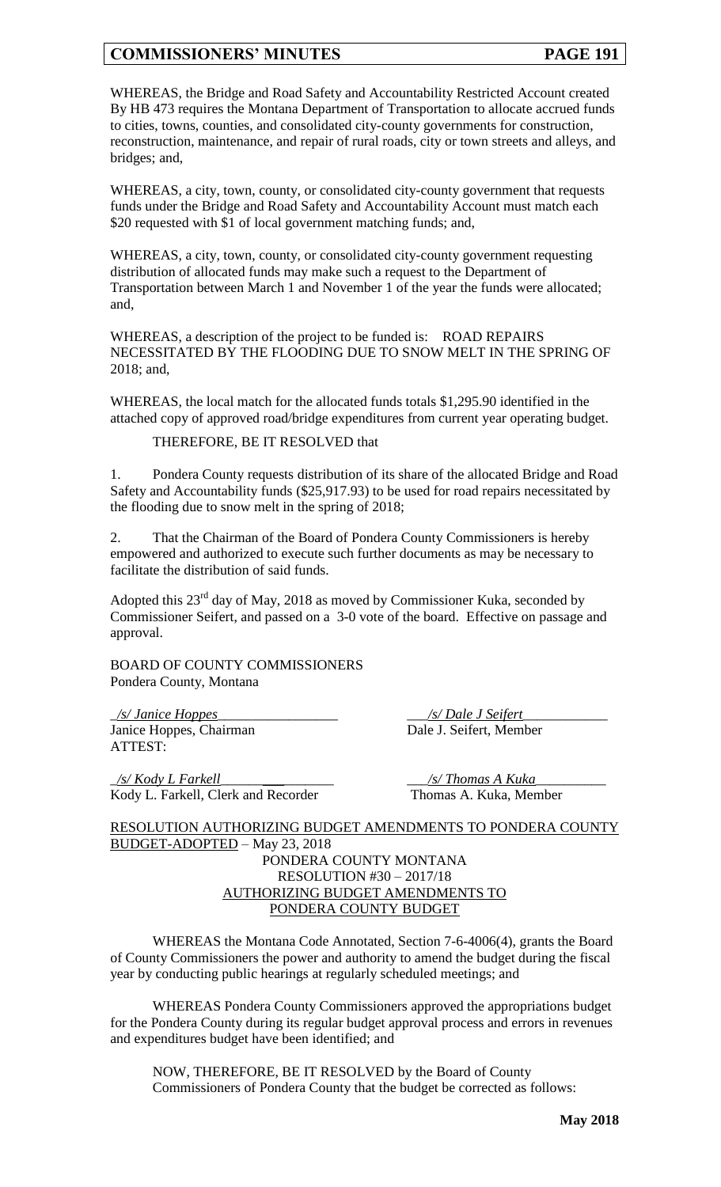WHEREAS, the Bridge and Road Safety and Accountability Restricted Account created By HB 473 requires the Montana Department of Transportation to allocate accrued funds to cities, towns, counties, and consolidated city-county governments for construction, reconstruction, maintenance, and repair of rural roads, city or town streets and alleys, and bridges; and,

WHEREAS, a city, town, county, or consolidated city-county government that requests funds under the Bridge and Road Safety and Accountability Account must match each $20 requested with $1 of local government matching funds; and,

WHEREAS, a city, town, county, or consolidated city-county government requesting distribution of allocated funds may make such a request to the Department of Transportation between March 1 and November 1 of the year the funds were allocated; and,

WHEREAS, a description of the project to be funded is: ROAD REPAIRS NECESSITATED BY THE FLOODING DUE TO SNOW MELT IN THE SPRING OF 2018; and,

WHEREAS, the local match for the allocated funds totals $1,295.90 identified in the attached copy of approved road/bridge expenditures from current year operating budget.

THEREFORE, BE IT RESOLVED that

1. Pondera County requests distribution of its share of the allocated Bridge and Road Safety and Accountability funds ($25,917.93) to be used for road repairs necessitated by the flooding due to snow melt in the spring of 2018;

2. That the Chairman of the Board of Pondera County Commissioners is hereby empowered and authorized to execute such further documents as may be necessary to facilitate the distribution of said funds.

Adopted this 23rd day of May, 2018 as moved by Commissioner Kuka, seconded by Commissioner Seifert, and passed on a 3-0 vote of the board. Effective on passage and approval.

BOARD OF COUNTY COMMISSIONERS
Pondera County, Montana

*/s/ Janice Hoppes*
Janice Hoppes, Chairman

*/s/ Dale J Seifert*
Dale J. Seifert, Member

ATTEST:

*/s/ Kody L Farkell*
Kody L. Farkell, Clerk and Recorder

*/s/ Thomas A Kuka*
Thomas A. Kuka, Member

RESOLUTION AUTHORIZING BUDGET AMENDMENTS TO PONDERA COUNTY BUDGET-ADOPTED – May 23, 2018

PONDERA COUNTY MONTANA
RESOLUTION #30 – 2017/18
AUTHORIZING BUDGET AMENDMENTS TO
PONDERA COUNTY BUDGET

WHEREAS the Montana Code Annotated, Section 7-6-4006(4), grants the Board of County Commissioners the power and authority to amend the budget during the fiscal year by conducting public hearings at regularly scheduled meetings; and

WHEREAS Pondera County Commissioners approved the appropriations budget for the Pondera County during its regular budget approval process and errors in revenues and expenditures budget have been identified; and

NOW, THEREFORE, BE IT RESOLVED by the Board of County Commissioners of Pondera County that the budget be corrected as follows: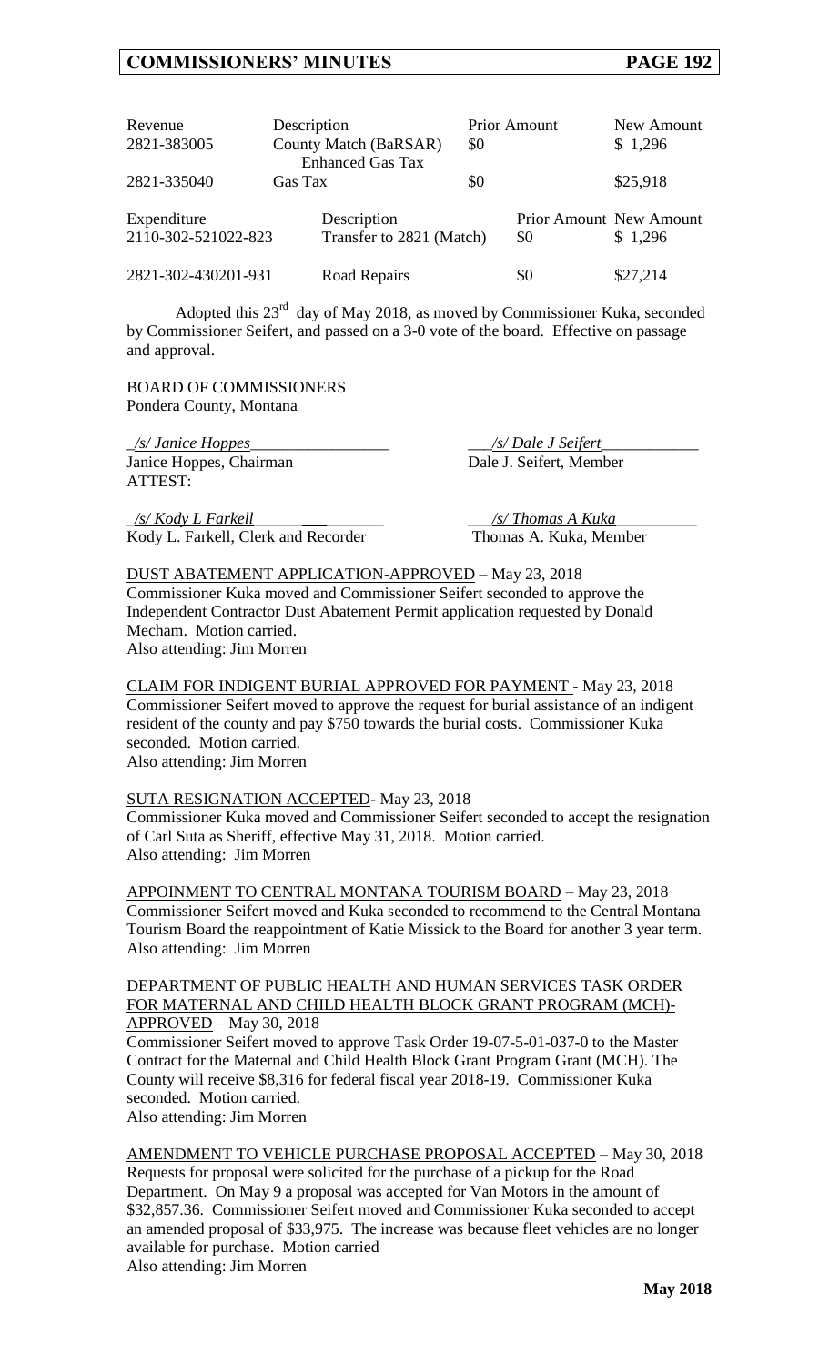| Revenue | Description | Prior Amount | New Amount |
|---|---|---|---|
| 2821-383005 | County Match (BaRSAR) Enhanced Gas Tax | $0 | $ 1,296 |
| 2821-335040 | Gas Tax | $0 | $25,918 |

| Expenditure | Description | Prior Amount | New Amount |
|---|---|---|---|
| 2110-302-521022-823 | Transfer to 2821 (Match) | $0 | $ 1,296 |
| 2821-302-430201-931 | Road Repairs | $0 | $27,214 |

Adopted this 23rd day of May 2018, as moved by Commissioner Kuka, seconded by Commissioner Seifert, and passed on a 3-0 vote of the board. Effective on passage and approval.

BOARD OF COMMISSIONERS
Pondera County, Montana

*/s/ Janice Hoppes*
Janice Hoppes, Chairman

*/s/ Dale J Seifert*
Dale J. Seifert, Member

ATTEST:

*/s/ Kody L Farkell*
Kody L. Farkell, Clerk and Recorder

*/s/ Thomas A Kuka*
Thomas A. Kuka, Member

DUST ABATEMENT APPLICATION-APPROVED – May 23, 2018
Commissioner Kuka moved and Commissioner Seifert seconded to approve the Independent Contractor Dust Abatement Permit application requested by Donald Mecham. Motion carried.
Also attending: Jim Morren

CLAIM FOR INDIGENT BURIAL APPROVED FOR PAYMENT - May 23, 2018
Commissioner Seifert moved to approve the request for burial assistance of an indigent resident of the county and pay $750 towards the burial costs. Commissioner Kuka seconded. Motion carried.
Also attending: Jim Morren

SUTA RESIGNATION ACCEPTED- May 23, 2018
Commissioner Kuka moved and Commissioner Seifert seconded to accept the resignation of Carl Suta as Sheriff, effective May 31, 2018. Motion carried.
Also attending: Jim Morren

APPOINMENT TO CENTRAL MONTANA TOURISM BOARD – May 23, 2018
Commissioner Seifert moved and Kuka seconded to recommend to the Central Montana Tourism Board the reappointment of Katie Missick to the Board for another 3 year term.
Also attending: Jim Morren

DEPARTMENT OF PUBLIC HEALTH AND HUMAN SERVICES TASK ORDER FOR MATERNAL AND CHILD HEALTH BLOCK GRANT PROGRAM (MCH)-APPROVED – May 30, 2018
Commissioner Seifert moved to approve Task Order 19-07-5-01-037-0 to the Master Contract for the Maternal and Child Health Block Grant Program Grant (MCH). The County will receive $8,316 for federal fiscal year 2018-19. Commissioner Kuka seconded. Motion carried.
Also attending: Jim Morren

AMENDMENT TO VEHICLE PURCHASE PROPOSAL ACCEPTED – May 30, 2018
Requests for proposal were solicited for the purchase of a pickup for the Road Department. On May 9 a proposal was accepted for Van Motors in the amount of $32,857.36. Commissioner Seifert moved and Commissioner Kuka seconded to accept an amended proposal of $33,975. The increase was because fleet vehicles are no longer available for purchase. Motion carried
Also attending: Jim Morren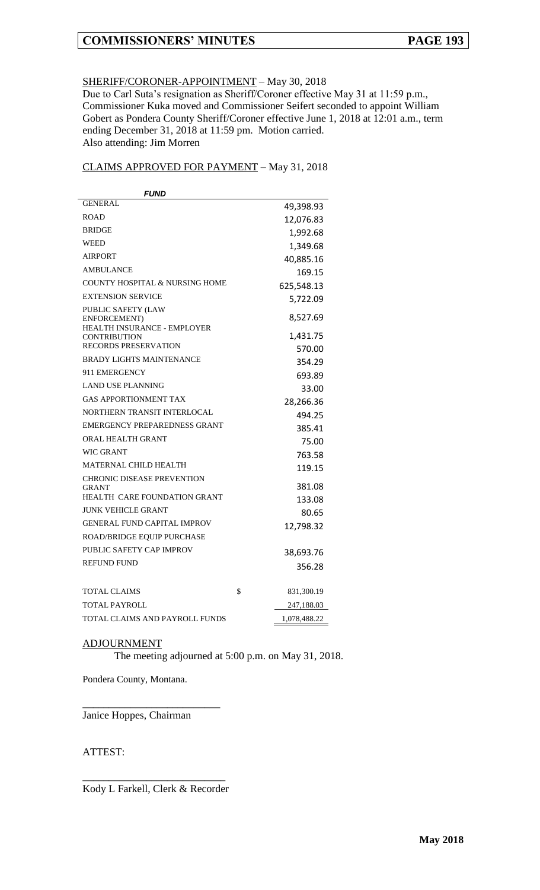SHERIFF/CORONER-APPOINTMENT – May 30, 2018

Due to Carl Suta's resignation as Sheriff/Coroner effective May 31 at 11:59 p.m., Commissioner Kuka moved and Commissioner Seifert seconded to appoint William Gobert as Pondera County Sheriff/Coroner effective June 1, 2018 at 12:01 a.m., term ending December 31, 2018 at 11:59 pm. Motion carried.
Also attending: Jim Morren

CLAIMS APPROVED FOR PAYMENT – May 31, 2018

| *FUND* | | |
|---|---|---|
| GENERAL | | 49,398.93 |
| ROAD | | 12,076.83 |
| BRIDGE | | 1,992.68 |
| WEED | | 1,349.68 |
| AIRPORT | | 40,885.16 |
| AMBULANCE | | 169.15 |
| COUNTY HOSPITAL & NURSING HOME | | 625,548.13 |
| EXTENSION SERVICE | | 5,722.09 |
| PUBLIC SAFETY (LAW ENFORCEMENT) | | 8,527.69 |
| HEALTH INSURANCE - EMPLOYER CONTRIBUTION | | 1,431.75 |
| RECORDS PRESERVATION | | 570.00 |
| BRADY LIGHTS MAINTENANCE | | 354.29 |
| 911 EMERGENCY | | 693.89 |
| LAND USE PLANNING | | 33.00 |
| GAS APPORTIONMENT TAX | | 28,266.36 |
| NORTHERN TRANSIT INTERLOCAL | | 494.25 |
| EMERGENCY PREPAREDNESS GRANT | | 385.41 |
| ORAL HEALTH GRANT | | 75.00 |
| WIC GRANT | | 763.58 |
| MATERNAL CHILD HEALTH | | 119.15 |
| CHRONIC DISEASE PREVENTION GRANT | | 381.08 |
| HEALTH CARE FOUNDATION GRANT | | 133.08 |
| JUNK VEHICLE GRANT | | 80.65 |
| GENERAL FUND CAPITAL IMPROV | | 12,798.32 |
| ROAD/BRIDGE EQUIP PURCHASE | | |
| PUBLIC SAFETY CAP IMPROV | | 38,693.76 |
| REFUND FUND | | 356.28 |
| | | |
| TOTAL CLAIMS | $ | 831,300.19 |
| TOTAL PAYROLL | | 247,188.03 |
| TOTAL CLAIMS AND PAYROLL FUNDS | | 1,078,488.22 |

ADJOURNMENT

The meeting adjourned at 5:00 p.m. on May 31, 2018.

Pondera County, Montana.

\_\_\_\_\_\_\_\_\_\_\_\_\_\_\_\_\_\_\_\_\_\_\_\_\_\_
Janice Hoppes, Chairman

ATTEST:

\_\_\_\_\_\_\_\_\_\_\_\_\_\_\_\_\_\_\_\_\_\_\_\_\_\_
Kody L Farkell, Clerk & Recorder